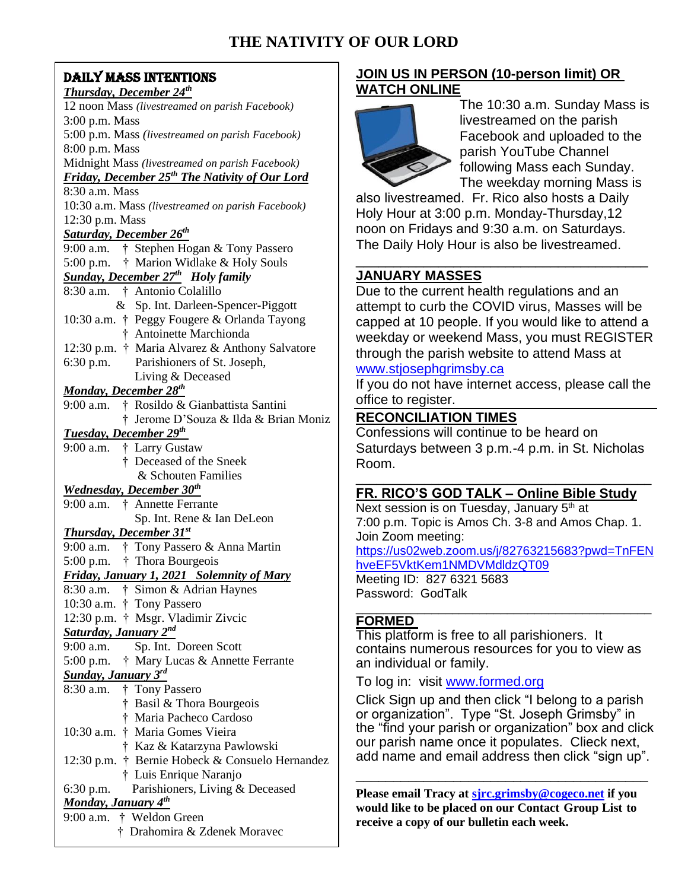# THE NATIVITY OF OUR LORD

## DAILY MASS INTENTIONS

***Thursday, December 24th***

12 noon Mass *(livestreamed on parish Facebook)*
3:00 p.m. Mass
5:00 p.m. Mass *(livestreamed on parish Facebook)*
8:00 p.m. Mass
Midnight Mass *(livestreamed on parish Facebook)*

***Friday, December 25th The Nativity of Our Lord***

8:30 a.m. Mass
10:30 a.m. Mass *(livestreamed on parish Facebook)*
12:30 p.m. Mass

***Saturday, December 26th***

9:00 a.m. † Stephen Hogan & Tony Passero
5:00 p.m. † Marion Widlake & Holy Souls

***Sunday, December 27th Holy family***

8:30 a.m. † Antonio Colalillo
& Sp. Int. Darleen-Spencer-Piggott
10:30 a.m. † Peggy Fougere & Orlanda Tayong
† Antoinette Marchionda
12:30 p.m. † Maria Alvarez & Anthony Salvatore
6:30 p.m. Parishioners of St. Joseph, Living & Deceased

***Monday, December 28th***

9:00 a.m. † Rosildo & Gianbattista Santini
† Jerome D'Souza & Ilda & Brian Moniz

***Tuesday, December 29th***

9:00 a.m. † Larry Gustaw
† Deceased of the Sneek & Schouten Families

***Wednesday, December 30th***

9:00 a.m. † Annette Ferrante
Sp. Int. Rene & Ian DeLeon

***Thursday, December 31st***

9:00 a.m. † Tony Passero & Anna Martin
5:00 p.m. † Thora Bourgeois

***Friday, January 1, 2021 Solemnity of Mary***

8:30 a.m. † Simon & Adrian Haynes
10:30 a.m. † Tony Passero
12:30 p.m. † Msgr. Vladimir Zivcic

***Saturday, January 2nd***

9:00 a.m. Sp. Int. Doreen Scott
5:00 p.m. † Mary Lucas & Annette Ferrante

***Sunday, January 3rd***

8:30 a.m. † Tony Passero
† Basil & Thora Bourgeois
† Maria Pacheco Cardoso
10:30 a.m. † Maria Gomes Vieira
† Kaz & Katarzyna Pawlowski
12:30 p.m. † Bernie Hobeck & Consuelo Hernandez
† Luis Enrique Naranjo
6:30 p.m. Parishioners, Living & Deceased

***Monday, January 4th***

9:00 a.m. † Weldon Green
† Drahomira & Zdenek Moravec

## JOIN US IN PERSON (10-person limit) OR WATCH ONLINE

The 10:30 a.m. Sunday Mass is livestreamed on the parish Facebook and uploaded to the parish YouTube Channel following Mass each Sunday. The weekday morning Mass is also livestreamed. Fr. Rico also hosts a Daily Holy Hour at 3:00 p.m. Monday-Thursday,12 noon on Fridays and 9:30 a.m. on Saturdays. The Daily Holy Hour is also be livestreamed.

## JANUARY MASSES

Due to the current health regulations and an attempt to curb the COVID virus, Masses will be capped at 10 people. If you would like to attend a weekday or weekend Mass, you must REGISTER through the parish website to attend Mass at www.stjosephgrimsby.ca

If you do not have internet access, please call the office to register.

## RECONCILIATION TIMES

Confessions will continue to be heard on Saturdays between 3 p.m.-4 p.m. in St. Nicholas Room.

## FR. RICO'S GOD TALK – Online Bible Study

Next session is on Tuesday, January 5th at 7:00 p.m. Topic is Amos Ch. 3-8 and Amos Chap. 1.
Join Zoom meeting:
https://us02web.zoom.us/j/82763215683?pwd=TnFENhveEF5VktKem1NMDVMdldzQT09
Meeting ID: 827 6321 5683
Password: GodTalk

## FORMED

This platform is free to all parishioners. It contains numerous resources for you to view as an individual or family.

To log in: visit www.formed.org

Click Sign up and then click "I belong to a parish or organization". Type "St. Joseph Grimsby" in the "find your parish or organization" box and click our parish name once it populates. Cliick next, add name and email address then click "sign up".

**Please email Tracy at sjrc.grimsby@cogeco.net if you would like to be placed on our Contact Group List to receive a copy of our bulletin each week.**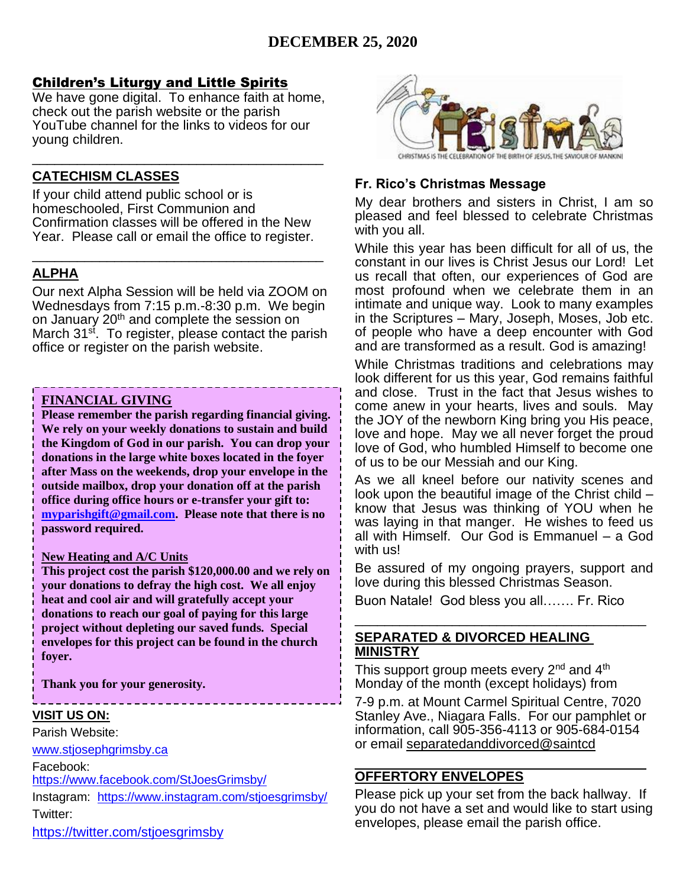# DECEMBER 25, 2020

## Children's Liturgy and Little Spirits

We have gone digital. To enhance faith at home, check out the parish website or the parish YouTube channel for the links to videos for our young children.

## CATECHISM CLASSES

If your child attend public school or is homeschooled, First Communion and Confirmation classes will be offered in the New Year. Please call or email the office to register.

## ALPHA

Our next Alpha Session will be held via ZOOM on Wednesdays from 7:15 p.m.-8:30 p.m. We begin on January 20th and complete the session on March 31st. To register, please contact the parish office or register on the parish website.

## FINANCIAL GIVING

**Please remember the parish regarding financial giving. We rely on your weekly donations to sustain and build the Kingdom of God in our parish. You can drop your donations in the large white boxes located in the foyer after Mass on the weekends, drop your envelope in the outside mailbox, drop your donation off at the parish office during office hours or e-transfer your gift to: myparishgift@gmail.com. Please note that there is no password required.**

**New Heating and A/C Units**

**This project cost the parish $120,000.00 and we rely on your donations to defray the high cost. We all enjoy heat and cool air and will gratefully accept your donations to reach our goal of paying for this large project without depleting our saved funds. Special envelopes for this project can be found in the church foyer.**

**Thank you for your generosity.**

## VISIT US ON:

Parish Website:
www.stjosephgrimsby.ca

Facebook:
https://www.facebook.com/StJoesGrimsby/

Instagram: https://www.instagram.com/stjoesgrimsby/

Twitter:
https://twitter.com/stjoesgrimsby

CHRISTMAS IS THE CELEBRATION OF THE BIRTH OF JESUS, THE SAVIOUR OF MANKIND

## Fr. Rico's Christmas Message

My dear brothers and sisters in Christ, I am so pleased and feel blessed to celebrate Christmas with you all.

While this year has been difficult for all of us, the constant in our lives is Christ Jesus our Lord! Let us recall that often, our experiences of God are most profound when we celebrate them in an intimate and unique way. Look to many examples in the Scriptures – Mary, Joseph, Moses, Job etc. of people who have a deep encounter with God and are transformed as a result. God is amazing!

While Christmas traditions and celebrations may look different for us this year, God remains faithful and close. Trust in the fact that Jesus wishes to come anew in your hearts, lives and souls. May the JOY of the newborn King bring you His peace, love and hope. May we all never forget the proud love of God, who humbled Himself to become one of us to be our Messiah and our King.

As we all kneel before our nativity scenes and look upon the beautiful image of the Christ child – know that Jesus was thinking of YOU when he was laying in that manger. He wishes to feed us all with Himself. Our God is Emmanuel – a God with us!

Be assured of my ongoing prayers, support and love during this blessed Christmas Season.

Buon Natale! God bless you all……. Fr. Rico

## SEPARATED & DIVORCED HEALING MINISTRY

This support group meets every 2nd and 4th Monday of the month (except holidays) from 7-9 p.m. at Mount Carmel Spiritual Centre, 7020 Stanley Ave., Niagara Falls. For our pamphlet or information, call 905-356-4113 or 905-684-0154 or email separatedanddivorced@saintcd

## OFFERTORY ENVELOPES

Please pick up your set from the back hallway. If you do not have a set and would like to start using envelopes, please email the parish office.